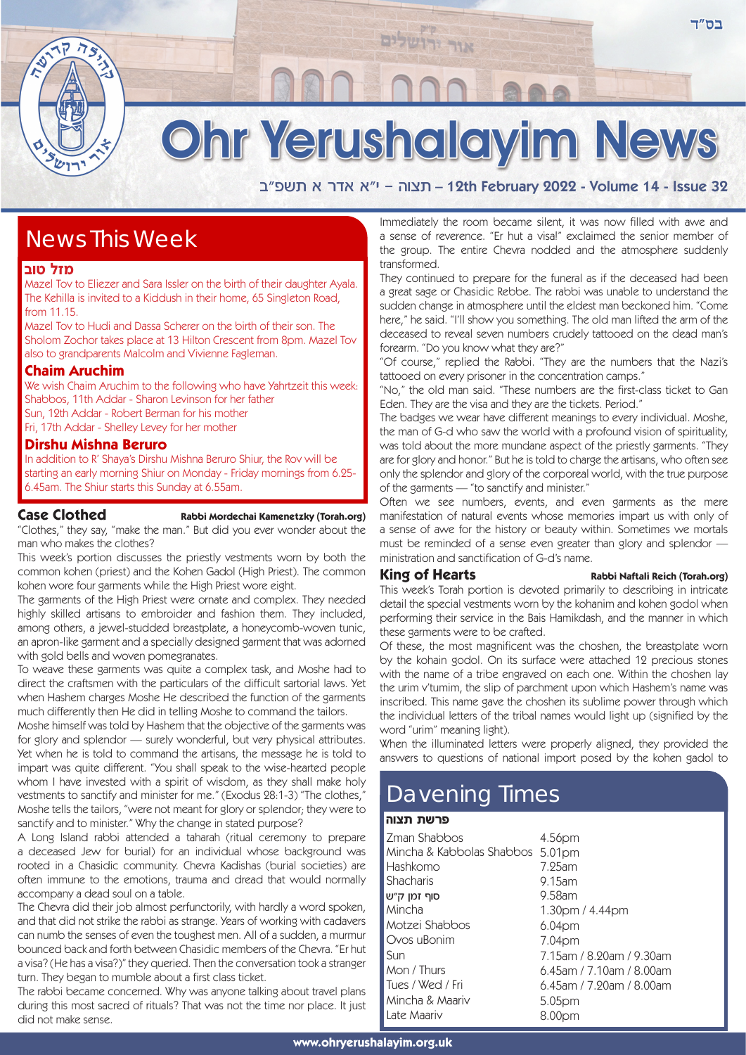בס"ד

# Ohr Yerushalayim News

תצוה – י"א אדר א תשפ"ב – 12th February 2022 - Volume 14 - Issue 32

## News This Week

### מזל טוב

Mazel Tov to Eliezer and Sara Issler on the birth of their daughter Ayala. The Kehilla is invited to a Kiddush in their home, 65 Singleton Road, from 11.15.

Mazel Tov to Hudi and Dassa Scherer on the birth of their son. The Sholom Zochor takes place at 13 Hilton Crescent from 8pm. Mazel Tov also to grandparents Malcolm and Vivienne Fagleman.

### Chaim Aruchim

We wish Chaim Aruchim to the following who have Yahrtzeit this week:
Shabbos, 11th Addar - Sharon Levinson for her father
Sun, 12th Addar - Robert Berman for his mother
Fri, 17th Addar - Shelley Levey for her mother

### Dirshu Mishna Beruro

In addition to R' Shaya's Dirshu Mishna Beruro Shiur, the Rov will be starting an early morning Shiur on Monday - Friday mornings from 6.25-6.45am. The Shiur starts this Sunday at 6.55am.

## Case Clothed

**Rabbi Mordechai Kamenetzky (Torah.org)**

"Clothes," they say, "make the man." But did you ever wonder about the man who makes the clothes?

This week's portion discusses the priestly vestments worn by both the common kohen (priest) and the Kohen Gadol (High Priest). The common kohen wore four garments while the High Priest wore eight.

The garments of the High Priest were ornate and complex. They needed highly skilled artisans to embroider and fashion them. They included, among others, a jewel-studded breastplate, a honeycomb-woven tunic, an apron-like garment and a specially designed garment that was adorned with gold bells and woven pomegranates.

To weave these garments was quite a complex task, and Moshe had to direct the craftsmen with the particulars of the difficult sartorial laws. Yet when Hashem charges Moshe He described the function of the garments much differently then He did in telling Moshe to command the tailors.

Moshe himself was told by Hashem that the objective of the garments was for glory and splendor — surely wonderful, but very physical attributes. Yet when he is told to command the artisans, the message he is told to impart was quite different. "You shall speak to the wise-hearted people whom I have invested with a spirit of wisdom, as they shall make holy vestments to sanctify and minister for me." (Exodus 28:1-3) "The clothes," Moshe tells the tailors, "were not meant for glory or splendor; they were to sanctify and to minister." Why the change in stated purpose?

A Long Island rabbi attended a taharah (ritual ceremony to prepare a deceased Jew for burial) for an individual whose background was rooted in a Chasidic community. Chevra Kadishas (burial societies) are often immune to the emotions, trauma and dread that would normally accompany a dead soul on a table.

The Chevra did their job almost perfunctorily, with hardly a word spoken, and that did not strike the rabbi as strange. Years of working with cadavers can numb the senses of even the toughest men. All of a sudden, a murmur bounced back and forth between Chasidic members of the Chevra. "Er hut a visa? (He has a visa?)" they queried. Then the conversation took a stranger turn. They began to mumble about a first class ticket.

The rabbi became concerned. Why was anyone talking about travel plans during this most sacred of rituals? That was not the time nor place. It just did not make sense.

Immediately the room became silent, it was now filled with awe and a sense of reverence. "Er hut a visa!" exclaimed the senior member of the group. The entire Chevra nodded and the atmosphere suddenly transformed.

They continued to prepare for the funeral as if the deceased had been a great sage or Chasidic Rebbe. The rabbi was unable to understand the sudden change in atmosphere until the eldest man beckoned him. "Come here," he said. "I'll show you something. The old man lifted the arm of the deceased to reveal seven numbers crudely tattooed on the dead man's forearm. "Do you know what they are?"

"Of course," replied the Rabbi. "They are the numbers that the Nazi's tattooed on every prisoner in the concentration camps."

"No," the old man said. "These numbers are the first-class ticket to Gan Eden. They are the visa and they are the tickets. Period."

The badges we wear have different meanings to every individual. Moshe, the man of G-d who saw the world with a profound vision of spirituality, was told about the more mundane aspect of the priestly garments. "They are for glory and honor." But he is told to charge the artisans, who often see only the splendor and glory of the corporeal world, with the true purpose of the garments — "to sanctify and minister."

Often we see numbers, events, and even garments as the mere manifestation of natural events whose memories impart us with only of a sense of awe for the history or beauty within. Sometimes we mortals must be reminded of a sense even greater than glory and splendor — ministration and sanctification of G-d's name.

## King of Hearts

**Rabbi Naftali Reich (Torah.org)**

This week's Torah portion is devoted primarily to describing in intricate detail the special vestments worn by the kohanim and kohen godol when performing their service in the Bais Hamikdash, and the manner in which these garments were to be crafted.

Of these, the most magnificent was the choshen, the breastplate worn by the kohain godol. On its surface were attached 12 precious stones with the name of a tribe engraved on each one. Within the choshen lay the urim v'tumim, the slip of parchment upon which Hashem's name was inscribed. This name gave the choshen its sublime power through which the individual letters of the tribal names would light up (signified by the word "urim" meaning light).

When the illuminated letters were properly aligned, they provided the answers to questions of national import posed by the kohen gadol to

## Davening Times

**פרשת תצוה**

| | |
|---|---|
| Zman Shabbos | 4.56pm |
| Mincha & Kabbolas Shabbos | 5.01pm |
| Hashkomo | 7.25am |
| Shacharis | 9.15am |
| סוף זמן ק"ש | 9.58am |
| Mincha | 1.30pm / 4.44pm |
| Motzei Shabbos | 6.04pm |
| Ovos uBonim | 7.04pm |
| Sun | 7.15am / 8.20am / 9.30am |
| Mon / Thurs | 6.45am / 7.10am / 8.00am |
| Tues / Wed / Fri | 6.45am / 7.20am / 8.00am |
| Mincha & Maariv | 5.05pm |
| Late Maariv | 8.00pm |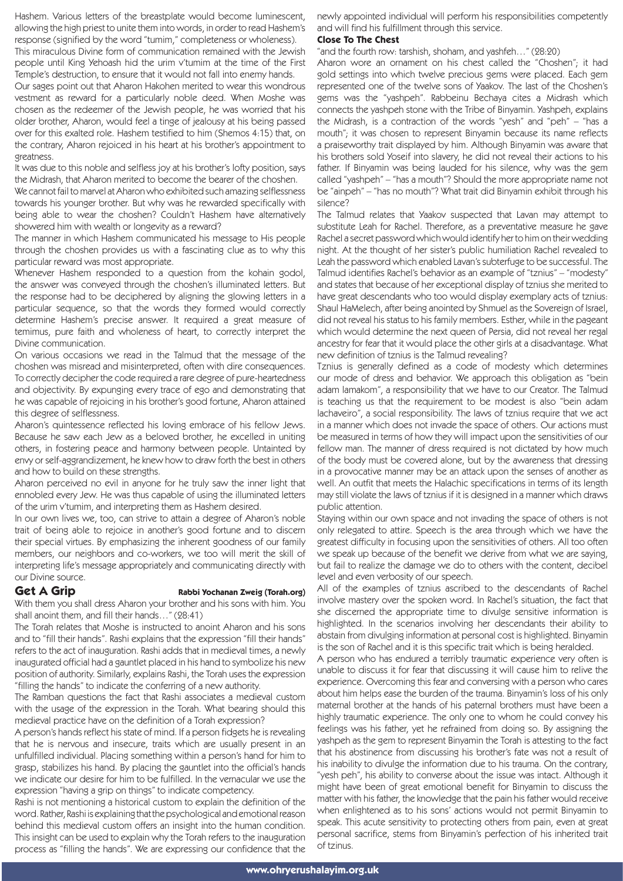Hashem. Various letters of the breastplate would become luminescent, allowing the high priest to unite them into words, in order to read Hashem's response (signified by the word "tumim," completeness or wholeness).

This miraculous Divine form of communication remained with the Jewish people until King Yehoash hid the urim v'tumim at the time of the First Temple's destruction, to ensure that it would not fall into enemy hands.

Our sages point out that Aharon Hakohen merited to wear this wondrous vestment as reward for a particularly noble deed. When Moshe was chosen as the redeemer of the Jewish people, he was worried that his older brother, Aharon, would feel a tinge of jealousy at his being passed over for this exalted role. Hashem testified to him (Shemos 4:15) that, on the contrary, Aharon rejoiced in his heart at his brother's appointment to greatness.

It was due to this noble and selfless joy at his brother's lofty position, says the Midrash, that Aharon merited to become the bearer of the choshen.

We cannot fail to marvel at Aharon who exhibited such amazing selflessness towards his younger brother. But why was he rewarded specifically with being able to wear the choshen? Couldn't Hashem have alternatively showered him with wealth or longevity as a reward?

The manner in which Hashem communicated his message to His people through the choshen provides us with a fascinating clue as to why this particular reward was most appropriate.

Whenever Hashem responded to a question from the kohain godol, the answer was conveyed through the choshen's illuminated letters. But the response had to be deciphered by aligning the glowing letters in a particular sequence, so that the words they formed would correctly determine Hashem's precise answer. It required a great measure of temimus, pure faith and wholeness of heart, to correctly interpret the Divine communication.

On various occasions we read in the Talmud that the message of the choshen was misread and misinterpreted, often with dire consequences. To correctly decipher the code required a rare degree of pure-heartedness and objectivity. By expunging every trace of ego and demonstrating that he was capable of rejoicing in his brother's good fortune, Aharon attained this degree of selflessness.

Aharon's quintessence reflected his loving embrace of his fellow Jews. Because he saw each Jew as a beloved brother, he excelled in uniting others, in fostering peace and harmony between people. Untainted by envy or self-aggrandizement, he knew how to draw forth the best in others and how to build on these strengths.

Aharon perceived no evil in anyone for he truly saw the inner light that ennobled every Jew. He was thus capable of using the illuminated letters of the urim v'tumim, and interpreting them as Hashem desired.

In our own lives we, too, can strive to attain a degree of Aharon's noble trait of being able to rejoice in another's good fortune and to discern their special virtues. By emphasizing the inherent goodness of our family members, our neighbors and co-workers, we too will merit the skill of interpreting life's message appropriately and communicating directly with our Divine source.

## Get A Grip

**Rabbi Yochanan Zweig (Torah.org)**

With them you shall dress Aharon your brother and his sons with him. You shall anoint them, and fill their hands…" (28:41)

The Torah relates that Moshe is instructed to anoint Aharon and his sons and to "fill their hands". Rashi explains that the expression "fill their hands" refers to the act of inauguration. Rashi adds that in medieval times, a newly inaugurated official had a gauntlet placed in his hand to symbolize his new position of authority. Similarly, explains Rashi, the Torah uses the expression "filling the hands" to indicate the conferring of a new authority.

The Ramban questions the fact that Rashi associates a medieval custom with the usage of the expression in the Torah. What bearing should this medieval practice have on the definition of a Torah expression?

A person's hands reflect his state of mind. If a person fidgets he is revealing that he is nervous and insecure, traits which are usually present in an unfulfilled individual. Placing something within a person's hand for him to grasp, stabilizes his hand. By placing the gauntlet into the official's hands we indicate our desire for him to be fulfilled. In the vernacular we use the expression "having a grip on things" to indicate competency.

Rashi is not mentioning a historical custom to explain the definition of the word. Rather, Rashi is explaining that the psychological and emotional reason behind this medieval custom offers an insight into the human condition. This insight can be used to explain why the Torah refers to the inauguration process as "filling the hands". We are expressing our confidence that the newly appointed individual will perform his responsibilities competently and will find his fulfillment through this service.

**Close To The Chest**

"and the fourth row: tarshish, shoham, and yashfeh…" (28:20)

Aharon wore an ornament on his chest called the "Choshen"; it had gold settings into which twelve precious gems were placed. Each gem represented one of the twelve sons of Yaakov. The last of the Choshen's gems was the "yashpeh". Rabbeinu Bechaya cites a Midrash which connects the yashpeh stone with the Tribe of Binyamin. Yashpeh, explains the Midrash, is a contraction of the words "yesh" and "peh" – "has a mouth"; it was chosen to represent Binyamin because its name reflects a praiseworthy trait displayed by him. Although Binyamin was aware that his brothers sold Yoseif into slavery, he did not reveal their actions to his father. If Binyamin was being lauded for his silence, why was the gem called "yashpeh" – "has a mouth"? Should the more appropriate name not be "ainpeh" – "has no mouth"? What trait did Binyamin exhibit through his silence?

The Talmud relates that Yaakov suspected that Lavan may attempt to substitute Leah for Rachel. Therefore, as a preventative measure he gave Rachel a secret password which would identify her to him on their wedding night. At the thought of her sister's public humiliation Rachel revealed to Leah the password which enabled Lavan's subterfuge to be successful. The Talmud identifies Rachel's behavior as an example of "tznius" – "modesty" and states that because of her exceptional display of tznius she merited to have great descendants who too would display exemplary acts of tznius: Shaul HaMelech, after being anointed by Shmuel as the Sovereign of Israel, did not reveal his status to his family members. Esther, while in the pageant which would determine the next queen of Persia, did not reveal her regal ancestry for fear that it would place the other girls at a disadvantage. What new definition of tznius is the Talmud revealing?

Tznius is generally defined as a code of modesty which determines our mode of dress and behavior. We approach this obligation as "bein adam lamakom", a responsibility that we have to our Creator. The Talmud is teaching us that the requirement to be modest is also "bein adam lachaveiro", a social responsibility. The laws of tznius require that we act in a manner which does not invade the space of others. Our actions must be measured in terms of how they will impact upon the sensitivities of our fellow man. The manner of dress required is not dictated by how much of the body must be covered alone, but by the awareness that dressing in a provocative manner may be an attack upon the senses of another as well. An outfit that meets the Halachic specifications in terms of its length may still violate the laws of tznius if it is designed in a manner which draws public attention.

Staying within our own space and not invading the space of others is not only relegated to attire. Speech is the area through which we have the greatest difficulty in focusing upon the sensitivities of others. All too often we speak up because of the benefit we derive from what we are saying, but fail to realize the damage we do to others with the content, decibel level and even verbosity of our speech.

All of the examples of tznius ascribed to the descendants of Rachel involve mastery over the spoken word. In Rachel's situation, the fact that she discerned the appropriate time to divulge sensitive information is highlighted. In the scenarios involving her descendants their ability to abstain from divulging information at personal cost is highlighted. Binyamin is the son of Rachel and it is this specific trait which is being heralded.

A person who has endured a terribly traumatic experience very often is unable to discuss it for fear that discussing it will cause him to relive the experience. Overcoming this fear and conversing with a person who cares about him helps ease the burden of the trauma. Binyamin's loss of his only maternal brother at the hands of his paternal brothers must have been a highly traumatic experience. The only one to whom he could convey his feelings was his father, yet he refrained from doing so. By assigning the yashpeh as the gem to represent Binyamin the Torah is attesting to the fact that his abstinence from discussing his brother's fate was not a result of his inability to divulge the information due to his trauma. On the contrary, "yesh peh", his ability to converse about the issue was intact. Although it might have been of great emotional benefit for Binyamin to discuss the matter with his father, the knowledge that the pain his father would receive when enlightened as to his sons' actions would not permit Binyamin to speak. This acute sensitivity to protecting others from pain, even at great personal sacrifice, stems from Binyamin's perfection of his inherited trait of tzinus.

www.ohryerushalayim.org.uk